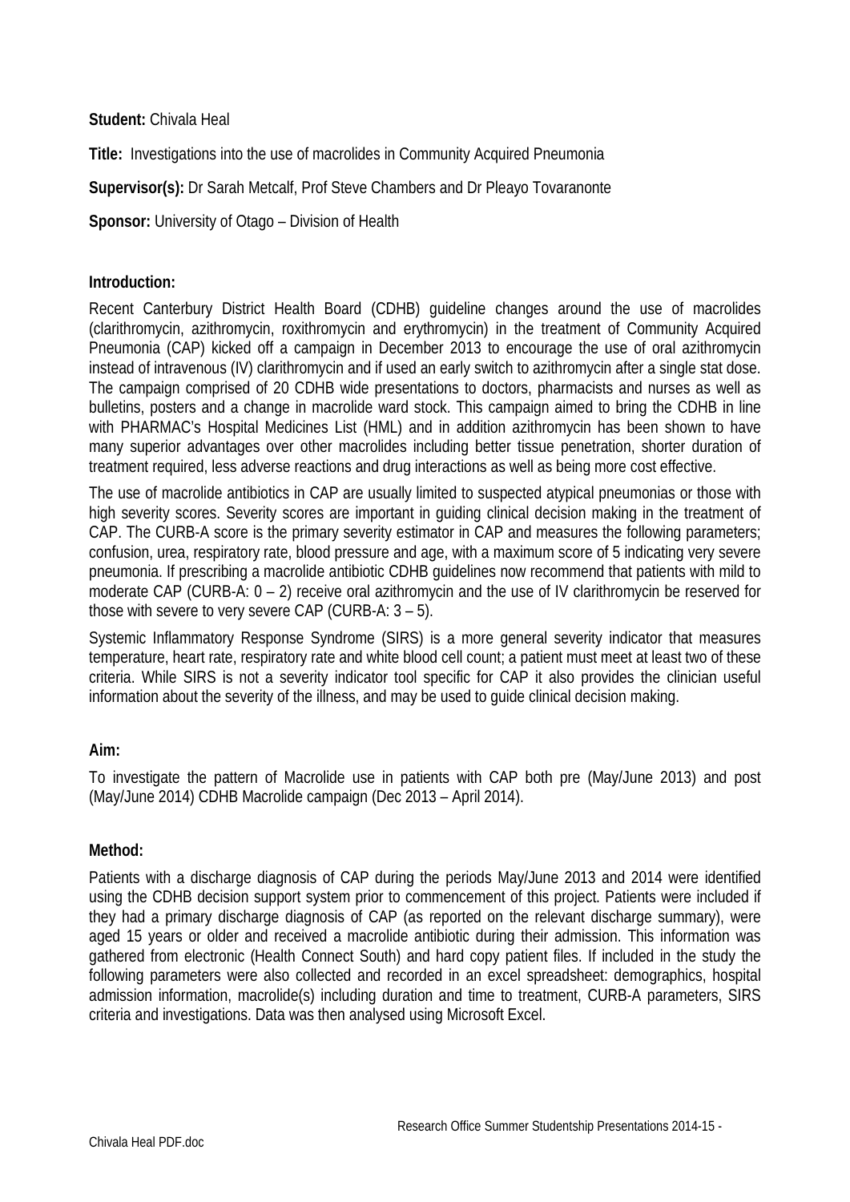**Student:** Chivala Heal

**Title:** Investigations into the use of macrolides in Community Acquired Pneumonia

**Supervisor(s):** Dr Sarah Metcalf, Prof Steve Chambers and Dr Pleayo Tovaranonte

**Sponsor:** University of Otago – Division of Health

## Introduction:

Recent Canterbury District Health Board (CDHB) guideline changes around the use of macrolides (clarithromycin, azithromycin, roxithromycin and erythromycin) in the treatment of Community Acquired Pneumonia (CAP) kicked off a campaign in December 2013 to encourage the use of oral azithromycin instead of intravenous (IV) clarithromycin and if used an early switch to azithromycin after a single stat dose. The campaign comprised of 20 CDHB wide presentations to doctors, pharmacists and nurses as well as bulletins, posters and a change in macrolide ward stock. This campaign aimed to bring the CDHB in line with PHARMAC's Hospital Medicines List (HML) and in addition azithromycin has been shown to have many superior advantages over other macrolides including better tissue penetration, shorter duration of treatment required, less adverse reactions and drug interactions as well as being more cost effective.

The use of macrolide antibiotics in CAP are usually limited to suspected atypical pneumonias or those with high severity scores. Severity scores are important in guiding clinical decision making in the treatment of CAP. The CURB-A score is the primary severity estimator in CAP and measures the following parameters; confusion, urea, respiratory rate, blood pressure and age, with a maximum score of 5 indicating very severe pneumonia. If prescribing a macrolide antibiotic CDHB guidelines now recommend that patients with mild to moderate CAP (CURB-A: 0 – 2) receive oral azithromycin and the use of IV clarithromycin be reserved for those with severe to very severe CAP (CURB-A: 3 – 5).

Systemic Inflammatory Response Syndrome (SIRS) is a more general severity indicator that measures temperature, heart rate, respiratory rate and white blood cell count; a patient must meet at least two of these criteria. While SIRS is not a severity indicator tool specific for CAP it also provides the clinician useful information about the severity of the illness, and may be used to guide clinical decision making.

## Aim:

To investigate the pattern of Macrolide use in patients with CAP both pre (May/June 2013) and post (May/June 2014) CDHB Macrolide campaign (Dec 2013 – April 2014).

## Method:

Patients with a discharge diagnosis of CAP during the periods May/June 2013 and 2014 were identified using the CDHB decision support system prior to commencement of this project. Patients were included if they had a primary discharge diagnosis of CAP (as reported on the relevant discharge summary), were aged 15 years or older and received a macrolide antibiotic during their admission. This information was gathered from electronic (Health Connect South) and hard copy patient files. If included in the study the following parameters were also collected and recorded in an excel spreadsheet: demographics, hospital admission information, macrolide(s) including duration and time to treatment, CURB-A parameters, SIRS criteria and investigations. Data was then analysed using Microsoft Excel.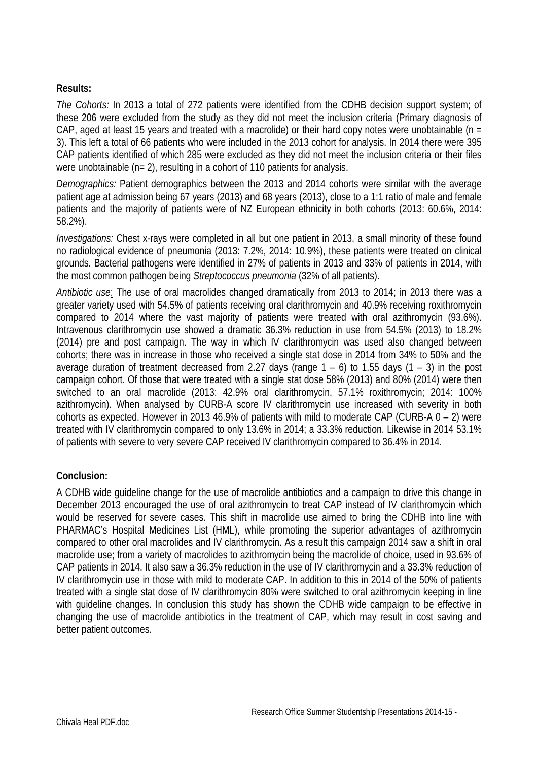**Results:**

*The Cohorts:* In 2013 a total of 272 patients were identified from the CDHB decision support system; of these 206 were excluded from the study as they did not meet the inclusion criteria (Primary diagnosis of CAP, aged at least 15 years and treated with a macrolide) or their hard copy notes were unobtainable (n = 3). This left a total of 66 patients who were included in the 2013 cohort for analysis. In 2014 there were 395 CAP patients identified of which 285 were excluded as they did not meet the inclusion criteria or their files were unobtainable (n= 2), resulting in a cohort of 110 patients for analysis.

*Demographics:* Patient demographics between the 2013 and 2014 cohorts were similar with the average patient age at admission being 67 years (2013) and 68 years (2013), close to a 1:1 ratio of male and female patients and the majority of patients were of NZ European ethnicity in both cohorts (2013: 60.6%, 2014: 58.2%).

*Investigations:* Chest x-rays were completed in all but one patient in 2013, a small minority of these found no radiological evidence of pneumonia (2013: 7.2%, 2014: 10.9%), these patients were treated on clinical grounds. Bacterial pathogens were identified in 27% of patients in 2013 and 33% of patients in 2014, with the most common pathogen being *Streptococcus pneumonia* (32% of all patients).

*Antibiotic use*: The use of oral macrolides changed dramatically from 2013 to 2014; in 2013 there was a greater variety used with 54.5% of patients receiving oral clarithromycin and 40.9% receiving roxithromycin compared to 2014 where the vast majority of patients were treated with oral azithromycin (93.6%). Intravenous clarithromycin use showed a dramatic 36.3% reduction in use from 54.5% (2013) to 18.2% (2014) pre and post campaign. The way in which IV clarithromycin was used also changed between cohorts; there was in increase in those who received a single stat dose in 2014 from 34% to 50% and the average duration of treatment decreased from 2.27 days (range 1 – 6) to 1.55 days (1 – 3) in the post campaign cohort. Of those that were treated with a single stat dose 58% (2013) and 80% (2014) were then switched to an oral macrolide (2013: 42.9% oral clarithromycin, 57.1% roxithromycin; 2014: 100% azithromycin). When analysed by CURB-A score IV clarithromycin use increased with severity in both cohorts as expected. However in 2013 46.9% of patients with mild to moderate CAP (CURB-A 0 – 2) were treated with IV clarithromycin compared to only 13.6% in 2014; a 33.3% reduction. Likewise in 2014 53.1% of patients with severe to very severe CAP received IV clarithromycin compared to 36.4% in 2014.

**Conclusion:**

A CDHB wide guideline change for the use of macrolide antibiotics and a campaign to drive this change in December 2013 encouraged the use of oral azithromycin to treat CAP instead of IV clarithromycin which would be reserved for severe cases. This shift in macrolide use aimed to bring the CDHB into line with PHARMAC's Hospital Medicines List (HML), while promoting the superior advantages of azithromycin compared to other oral macrolides and IV clarithromycin. As a result this campaign 2014 saw a shift in oral macrolide use; from a variety of macrolides to azithromycin being the macrolide of choice, used in 93.6% of CAP patients in 2014. It also saw a 36.3% reduction in the use of IV clarithromycin and a 33.3% reduction of IV clarithromycin use in those with mild to moderate CAP. In addition to this in 2014 of the 50% of patients treated with a single stat dose of IV clarithromycin 80% were switched to oral azithromycin keeping in line with guideline changes. In conclusion this study has shown the CDHB wide campaign to be effective in changing the use of macrolide antibiotics in the treatment of CAP, which may result in cost saving and better patient outcomes.